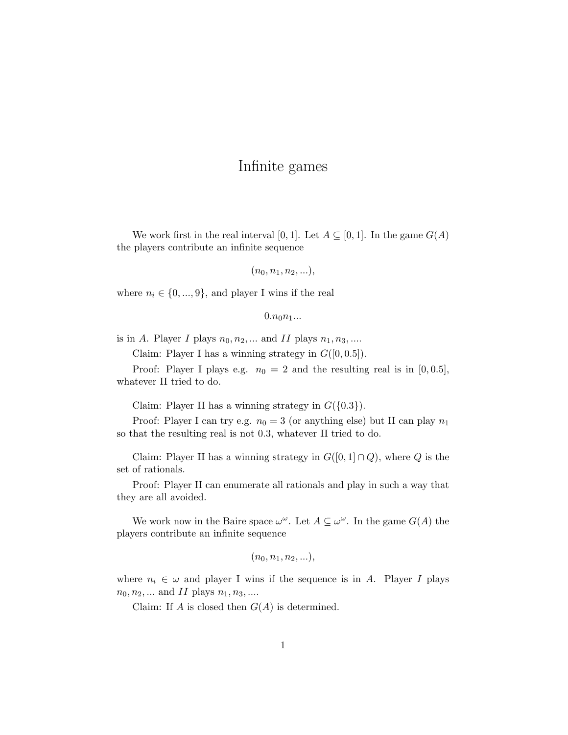# Infinite games

We work first in the real interval $[0, 1]$. Let $A \subseteq [0, 1]$. In the game $G(A)$ the players contribute an infinite sequence

$$(n_0, n_1, n_2, ...),$$

where $n_i \in \{0, ..., 9\}$, and player I wins if the real

$$0.n_0 n_1 ...$$

is in $A$. Player $I$ plays $n_0, n_2, ...$ and $II$ plays $n_1, n_3, ....$

Claim: Player I has a winning strategy in $G([0, 0.5])$.

Proof: Player I plays e.g. $n_0 = 2$ and the resulting real is in $[0, 0.5]$, whatever II tried to do.

Claim: Player II has a winning strategy in $G(\{0.3\})$.

Proof: Player I can try e.g. $n_0 = 3$ (or anything else) but II can play $n_1$ so that the resulting real is not 0.3, whatever II tried to do.

Claim: Player II has a winning strategy in $G([0, 1] \cap Q)$, where $Q$ is the set of rationals.

Proof: Player II can enumerate all rationals and play in such a way that they are all avoided.

We work now in the Baire space $\omega^\omega$. Let $A \subseteq \omega^\omega$. In the game $G(A)$ the players contribute an infinite sequence

$$(n_0, n_1, n_2, ...),$$

where $n_i \in \omega$ and player I wins if the sequence is in $A$. Player $I$ plays $n_0, n_2, ...$ and $II$ plays $n_1, n_3, ....$

Claim: If $A$ is closed then $G(A)$ is determined.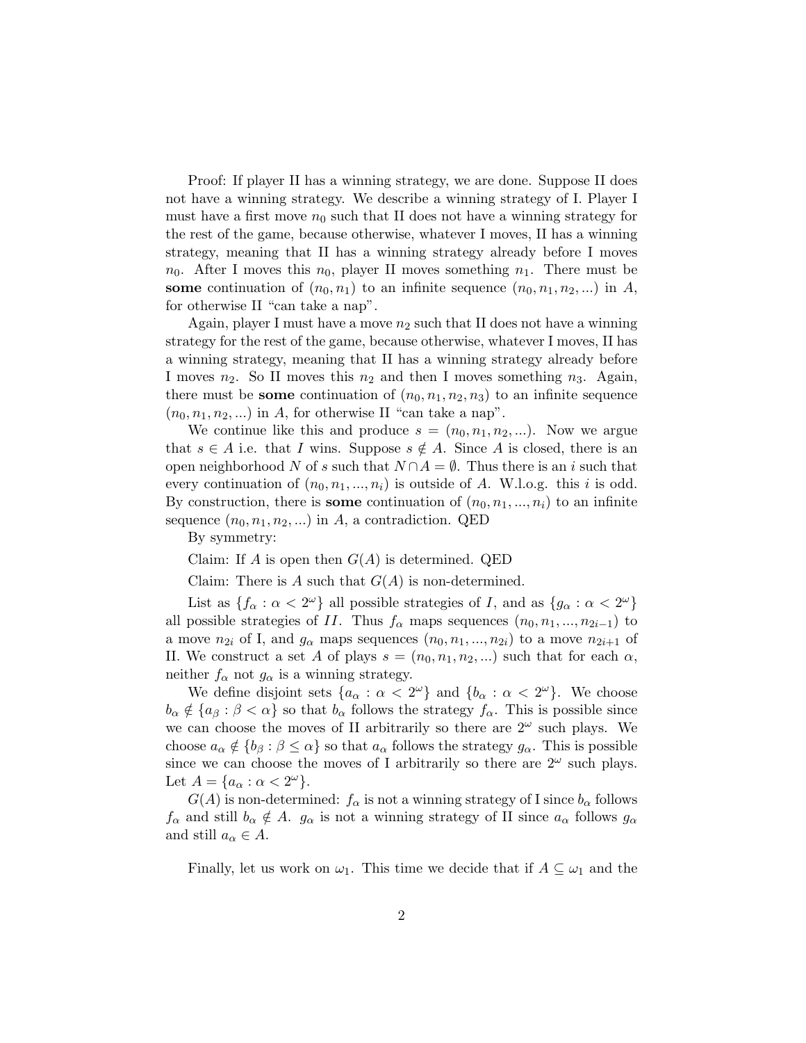Proof: If player II has a winning strategy, we are done. Suppose II does not have a winning strategy. We describe a winning strategy of I. Player I must have a first move $n_0$ such that II does not have a winning strategy for the rest of the game, because otherwise, whatever I moves, II has a winning strategy, meaning that II has a winning strategy already before I moves $n_0$. After I moves this $n_0$, player II moves something $n_1$. There must be **some** continuation of $(n_0, n_1)$ to an infinite sequence $(n_0, n_1, n_2, ...)$ in $A$, for otherwise II "can take a nap".

Again, player I must have a move $n_2$ such that II does not have a winning strategy for the rest of the game, because otherwise, whatever I moves, II has a winning strategy, meaning that II has a winning strategy already before I moves $n_2$. So II moves this $n_2$ and then I moves something $n_3$. Again, there must be **some** continuation of $(n_0, n_1, n_2, n_3)$ to an infinite sequence $(n_0, n_1, n_2, ...)$ in $A$, for otherwise II "can take a nap".

We continue like this and produce $s = (n_0, n_1, n_2, ...)$. Now we argue that $s \in A$ i.e. that $I$ wins. Suppose $s \notin A$. Since $A$ is closed, there is an open neighborhood $N$ of $s$ such that $N \cap A = \emptyset$. Thus there is an $i$ such that every continuation of $(n_0, n_1, ..., n_i)$ is outside of $A$. W.l.o.g. this $i$ is odd. By construction, there is **some** continuation of $(n_0, n_1, ..., n_i)$ to an infinite sequence $(n_0, n_1, n_2, ...)$ in $A$, a contradiction. QED

By symmetry:

Claim: If $A$ is open then $G(A)$ is determined. QED

Claim: There is $A$ such that $G(A)$ is non-determined.

List as $\{f_\alpha : \alpha < 2^\omega\}$ all possible strategies of $I$, and as $\{g_\alpha : \alpha < 2^\omega\}$ all possible strategies of $II$. Thus $f_\alpha$ maps sequences $(n_0, n_1, ..., n_{2i-1})$ to a move $n_{2i}$ of I, and $g_\alpha$ maps sequences $(n_0, n_1, ..., n_{2i})$ to a move $n_{2i+1}$ of II. We construct a set $A$ of plays $s = (n_0, n_1, n_2, ...)$ such that for each $\alpha$, neither $f_\alpha$ not $g_\alpha$ is a winning strategy.

We define disjoint sets $\{a_\alpha : \alpha < 2^\omega\}$ and $\{b_\alpha : \alpha < 2^\omega\}$. We choose $b_\alpha \notin \{a_\beta : \beta < \alpha\}$ so that $b_\alpha$ follows the strategy $f_\alpha$. This is possible since we can choose the moves of II arbitrarily so there are $2^\omega$ such plays. We choose $a_\alpha \notin \{b_\beta : \beta \leq \alpha\}$ so that $a_\alpha$ follows the strategy $g_\alpha$. This is possible since we can choose the moves of I arbitrarily so there are $2^\omega$ such plays. Let $A = \{a_\alpha : \alpha < 2^\omega\}$.

$G(A)$ is non-determined: $f_\alpha$ is not a winning strategy of I since $b_\alpha$ follows $f_\alpha$ and still $b_\alpha \notin A$. $g_\alpha$ is not a winning strategy of II since $a_\alpha$ follows $g_\alpha$ and still $a_\alpha \in A$.

Finally, let us work on $\omega_1$. This time we decide that if $A \subseteq \omega_1$ and the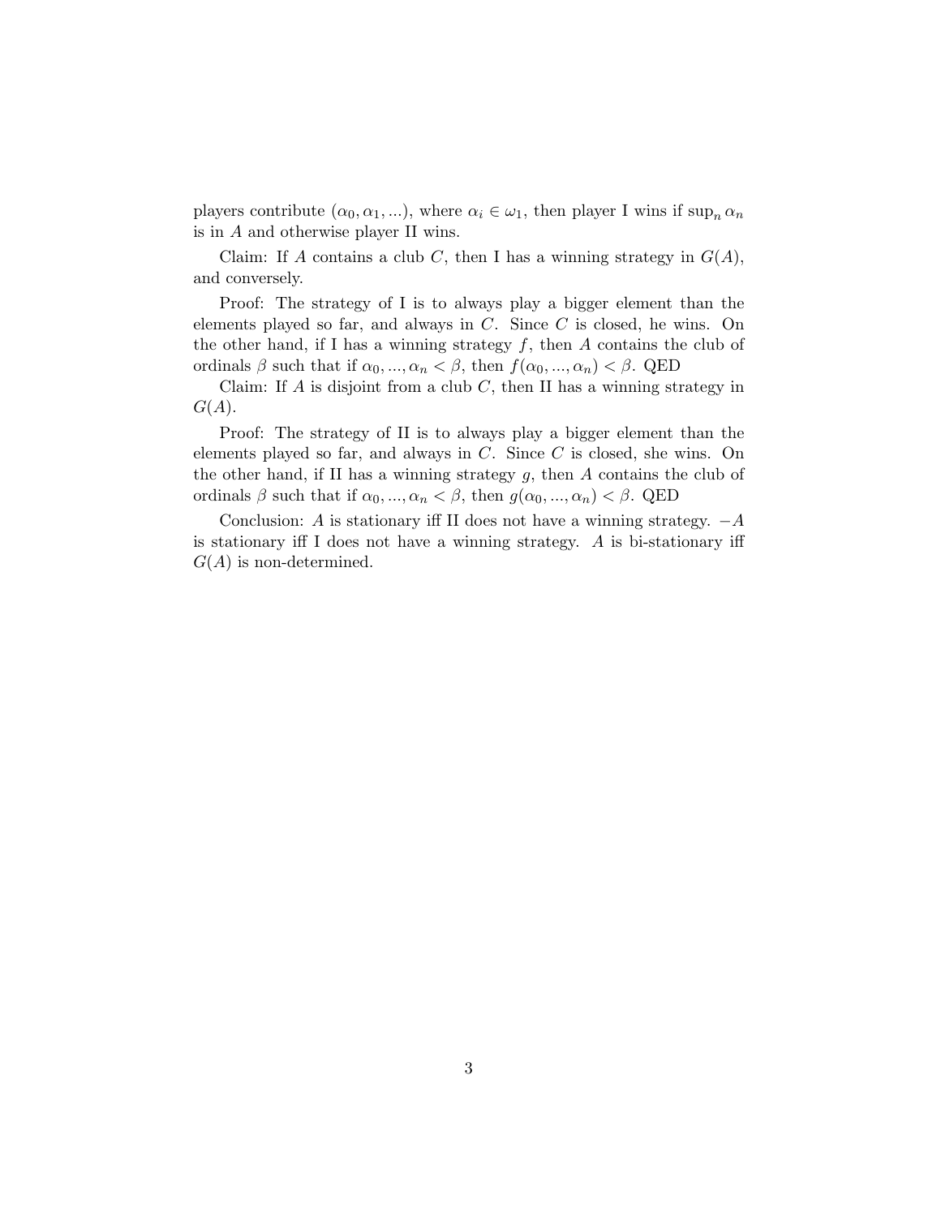players contribute $(\alpha_0, \alpha_1, ...)$, where $\alpha_i \in \omega_1$, then player I wins if $\sup_n \alpha_n$ is in $A$ and otherwise player II wins.

Claim: If $A$ contains a club $C$, then I has a winning strategy in $G(A)$, and conversely.

Proof: The strategy of I is to always play a bigger element than the elements played so far, and always in $C$. Since $C$ is closed, he wins. On the other hand, if I has a winning strategy $f$, then $A$ contains the club of ordinals $\beta$ such that if $\alpha_0, ..., \alpha_n < \beta$, then $f(\alpha_0, ..., \alpha_n) < \beta$. QED

Claim: If $A$ is disjoint from a club $C$, then II has a winning strategy in $G(A)$.

Proof: The strategy of II is to always play a bigger element than the elements played so far, and always in $C$. Since $C$ is closed, she wins. On the other hand, if II has a winning strategy $g$, then $A$ contains the club of ordinals $\beta$ such that if $\alpha_0, ..., \alpha_n < \beta$, then $g(\alpha_0, ..., \alpha_n) < \beta$. QED

Conclusion: $A$ is stationary iff II does not have a winning strategy. $-A$ is stationary iff I does not have a winning strategy. $A$ is bi-stationary iff $G(A)$ is non-determined.